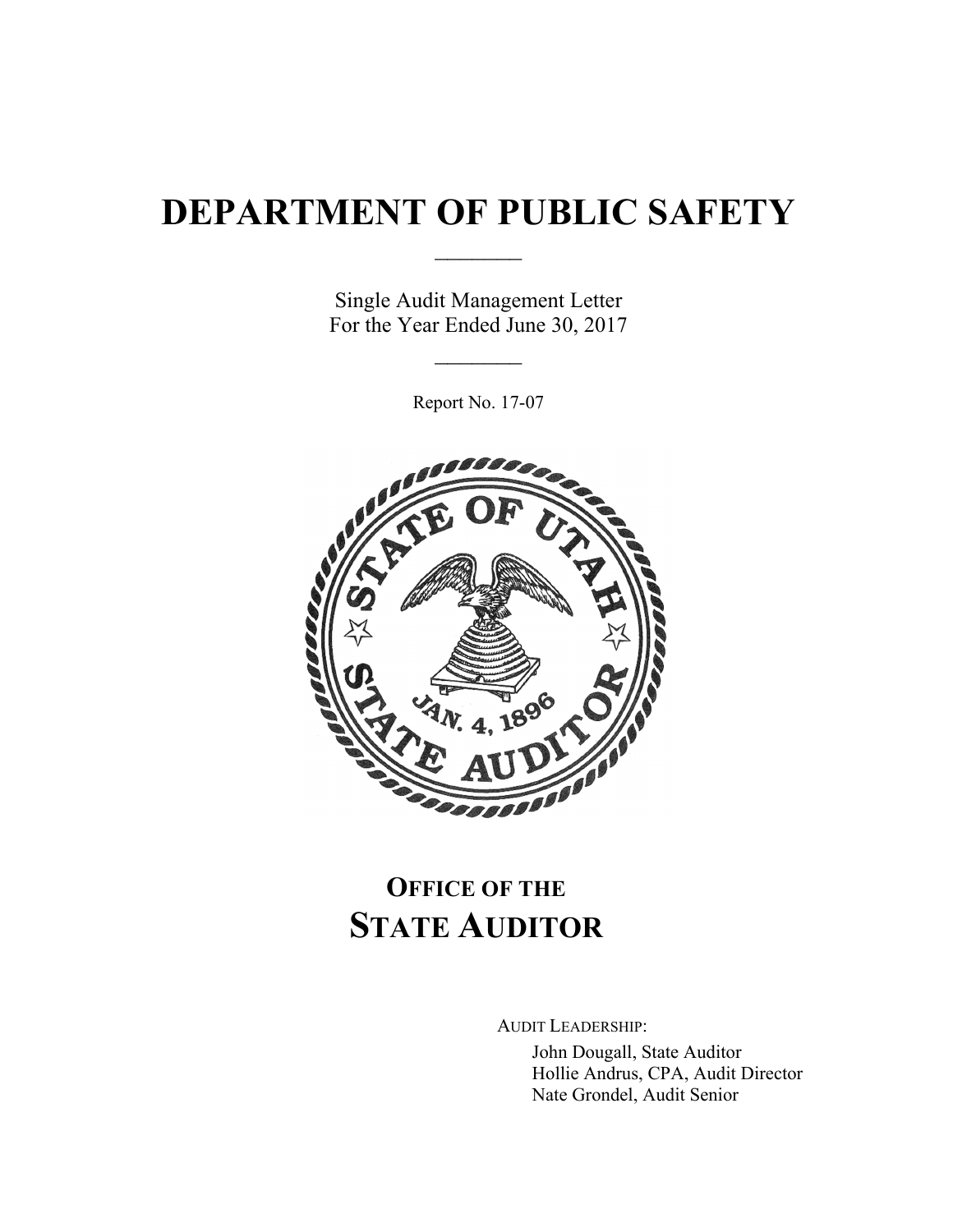# DEPARTMENT OF PUBLIC SAFETY

Single Audit Management Letter
For the Year Ended June 30, 2017

Report No. 17-07

## OFFICE OF THE STATE AUDITOR

AUDIT LEADERSHIP:

John Dougall, State Auditor
Hollie Andrus, CPA, Audit Director
Nate Grondel, Audit Senior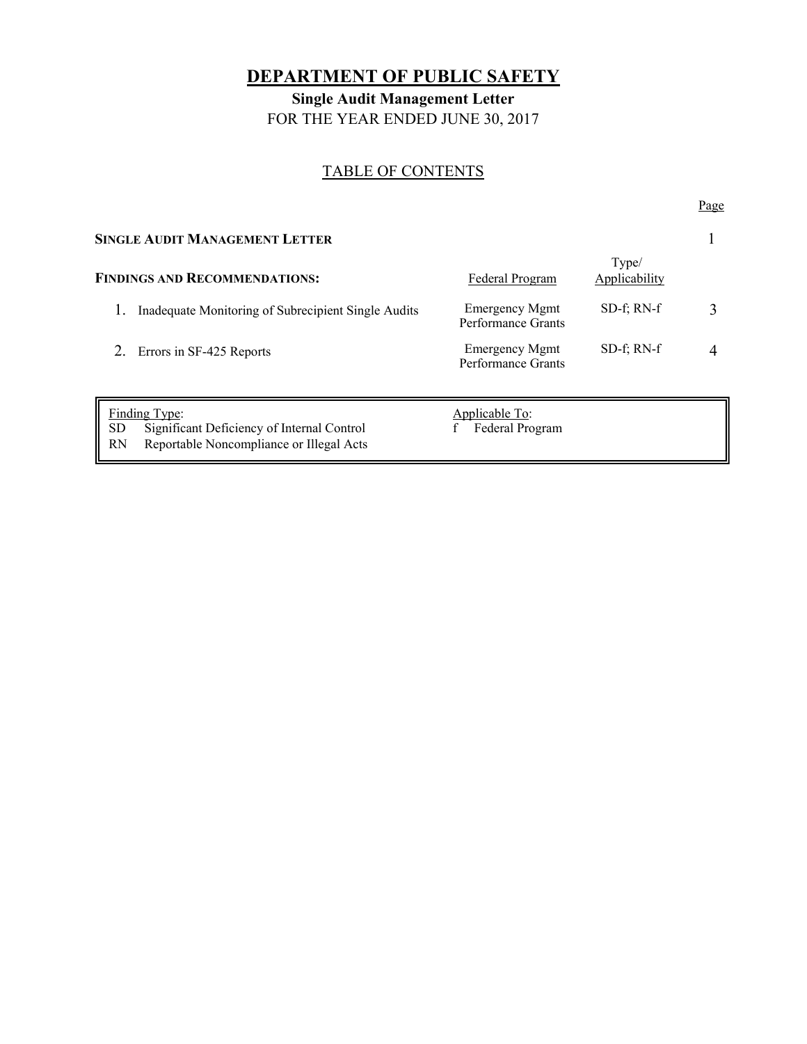# DEPARTMENT OF PUBLIC SAFETY

**Single Audit Management Letter**

FOR THE YEAR ENDED JUNE 30, 2017

## TABLE OF CONTENTS

| | Federal Program | Type/ Applicability | Page |
|---|---|---|---|
| **SINGLE AUDIT MANAGEMENT LETTER** | | | 1 |
| **FINDINGS AND RECOMMENDATIONS:** | | | |
| 1. Inadequate Monitoring of Subrecipient Single Audits | Emergency Mgmt Performance Grants | SD-f; RN-f | 3 |
| 2. Errors in SF-425 Reports | Emergency Mgmt Performance Grants | SD-f; RN-f | 4 |

| Finding Type: | Applicable To: |
|---|---|
| SD Significant Deficiency of Internal Control | f Federal Program |
| RN Reportable Noncompliance or Illegal Acts | |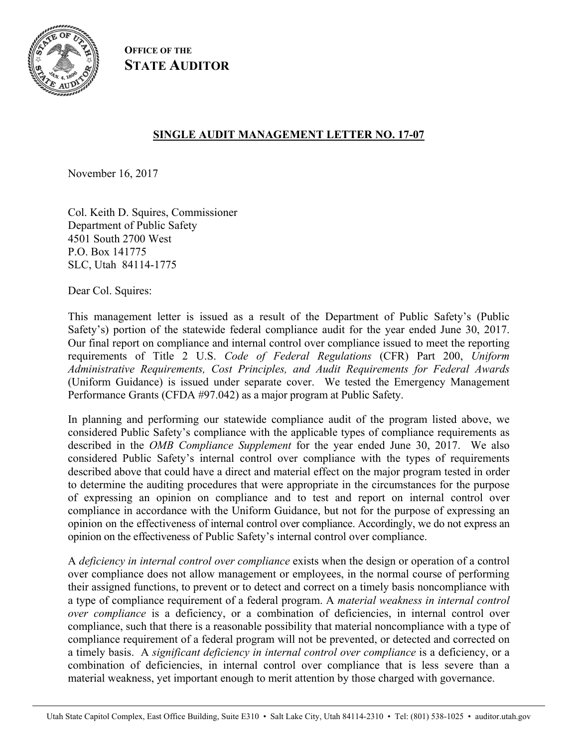**OFFICE OF THE**
**STATE AUDITOR**

## SINGLE AUDIT MANAGEMENT LETTER NO. 17-07

November 16, 2017

Col. Keith D. Squires, Commissioner
Department of Public Safety
4501 South 2700 West
P.O. Box 141775
SLC, Utah 84114-1775

Dear Col. Squires:

This management letter is issued as a result of the Department of Public Safety's (Public Safety's) portion of the statewide federal compliance audit for the year ended June 30, 2017. Our final report on compliance and internal control over compliance issued to meet the reporting requirements of Title 2 U.S. *Code of Federal Regulations* (CFR) Part 200, *Uniform Administrative Requirements, Cost Principles, and Audit Requirements for Federal Awards* (Uniform Guidance) is issued under separate cover. We tested the Emergency Management Performance Grants (CFDA #97.042) as a major program at Public Safety.

In planning and performing our statewide compliance audit of the program listed above, we considered Public Safety's compliance with the applicable types of compliance requirements as described in the *OMB Compliance Supplement* for the year ended June 30, 2017. We also considered Public Safety's internal control over compliance with the types of requirements described above that could have a direct and material effect on the major program tested in order to determine the auditing procedures that were appropriate in the circumstances for the purpose of expressing an opinion on compliance and to test and report on internal control over compliance in accordance with the Uniform Guidance, but not for the purpose of expressing an opinion on the effectiveness of internal control over compliance. Accordingly, we do not express an opinion on the effectiveness of Public Safety's internal control over compliance.

A *deficiency in internal control over compliance* exists when the design or operation of a control over compliance does not allow management or employees, in the normal course of performing their assigned functions, to prevent or to detect and correct on a timely basis noncompliance with a type of compliance requirement of a federal program. A *material weakness in internal control over compliance* is a deficiency, or a combination of deficiencies, in internal control over compliance, such that there is a reasonable possibility that material noncompliance with a type of compliance requirement of a federal program will not be prevented, or detected and corrected on a timely basis. A *significant deficiency in internal control over compliance* is a deficiency, or a combination of deficiencies, in internal control over compliance that is less severe than a material weakness, yet important enough to merit attention by those charged with governance.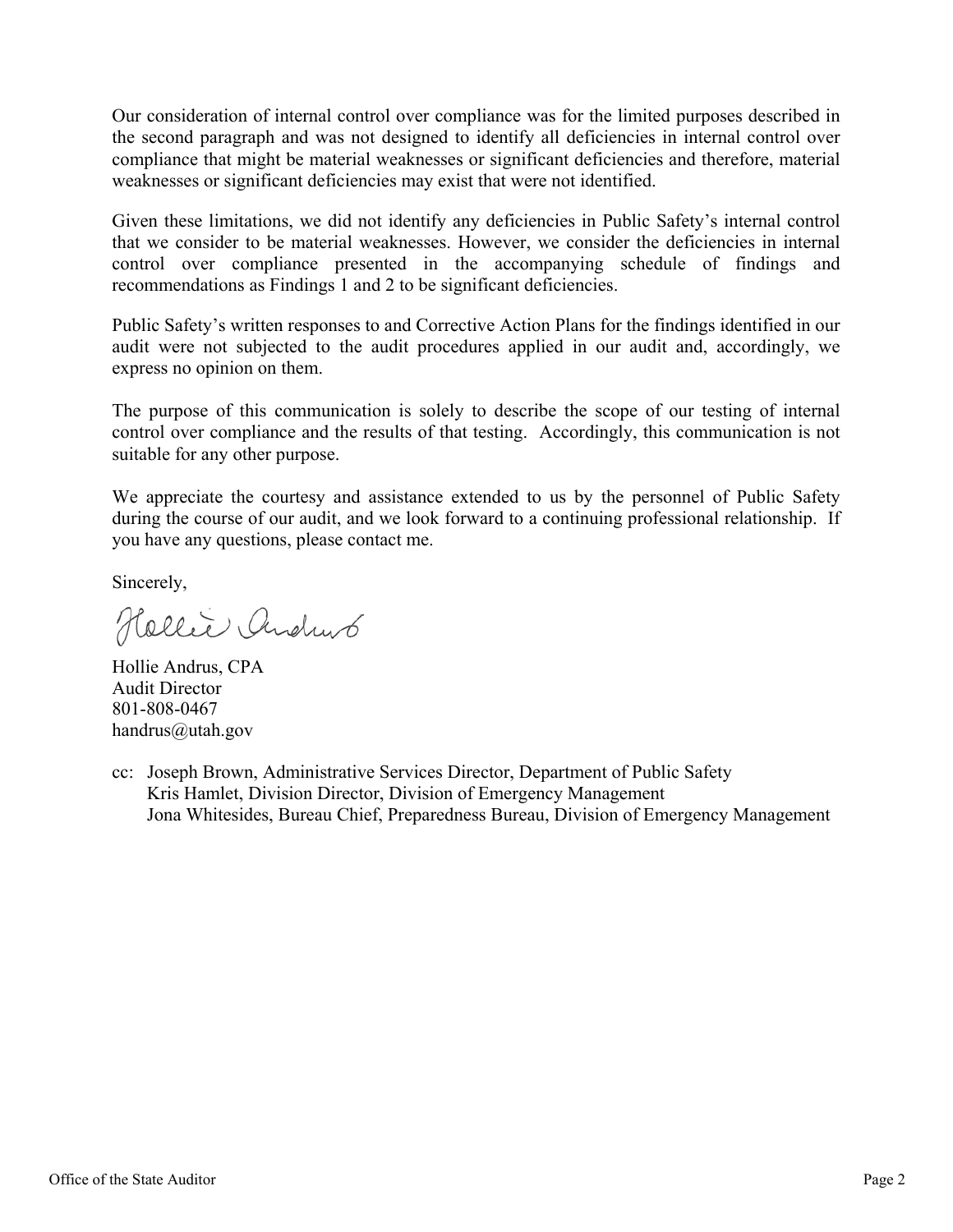Our consideration of internal control over compliance was for the limited purposes described in the second paragraph and was not designed to identify all deficiencies in internal control over compliance that might be material weaknesses or significant deficiencies and therefore, material weaknesses or significant deficiencies may exist that were not identified.

Given these limitations, we did not identify any deficiencies in Public Safety's internal control that we consider to be material weaknesses. However, we consider the deficiencies in internal control over compliance presented in the accompanying schedule of findings and recommendations as Findings 1 and 2 to be significant deficiencies.

Public Safety's written responses to and Corrective Action Plans for the findings identified in our audit were not subjected to the audit procedures applied in our audit and, accordingly, we express no opinion on them.

The purpose of this communication is solely to describe the scope of our testing of internal control over compliance and the results of that testing. Accordingly, this communication is not suitable for any other purpose.

We appreciate the courtesy and assistance extended to us by the personnel of Public Safety during the course of our audit, and we look forward to a continuing professional relationship. If you have any questions, please contact me.

Sincerely,

Hollie Andrus

Hollie Andrus, CPA
Audit Director
801-808-0467
handrus@utah.gov

cc: Joseph Brown, Administrative Services Director, Department of Public Safety
Kris Hamlet, Division Director, Division of Emergency Management
Jona Whitesides, Bureau Chief, Preparedness Bureau, Division of Emergency Management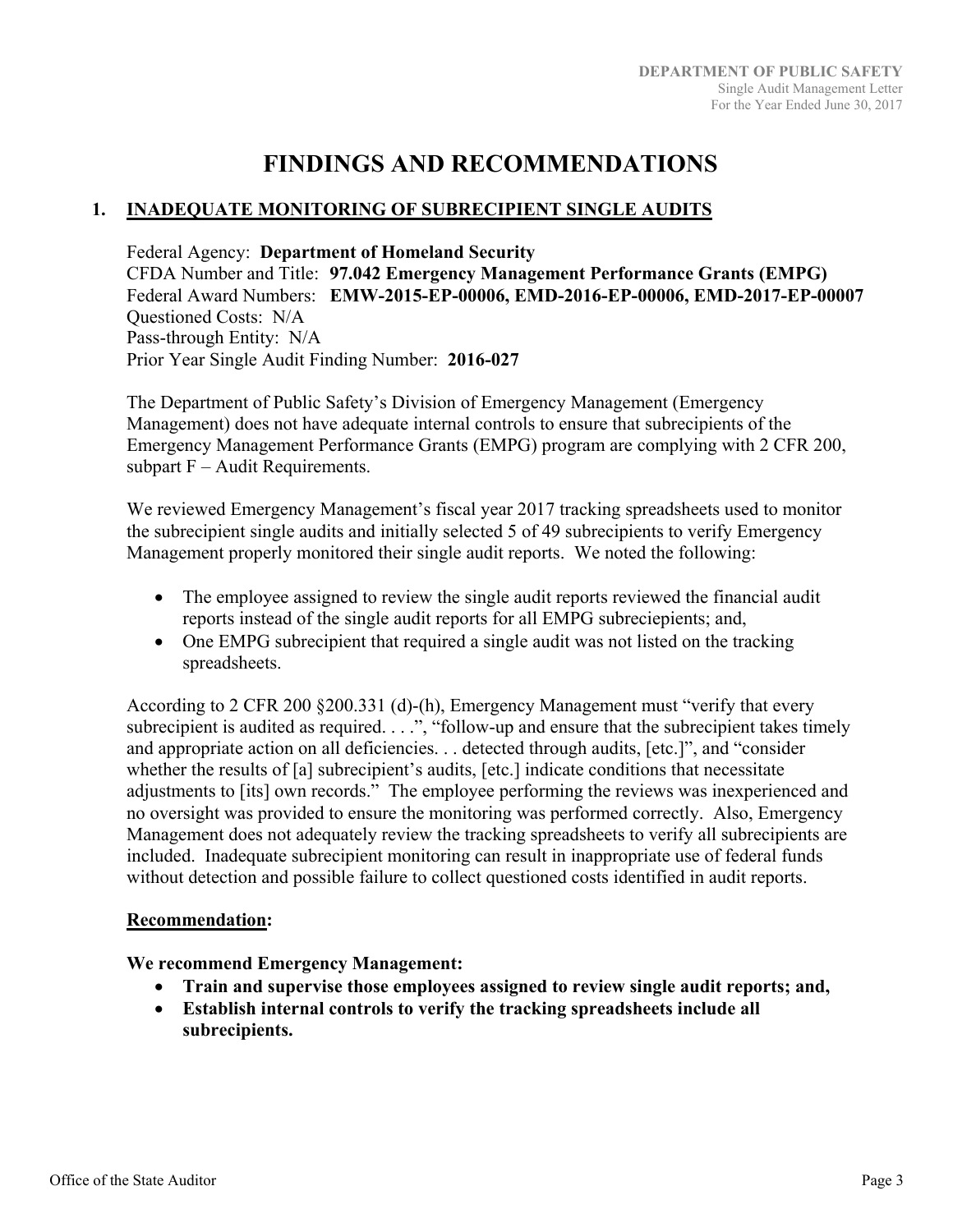# FINDINGS AND RECOMMENDATIONS

## 1. INADEQUATE MONITORING OF SUBRECIPIENT SINGLE AUDITS

Federal Agency: **Department of Homeland Security**
CFDA Number and Title: **97.042 Emergency Management Performance Grants (EMPG)**
Federal Award Numbers: **EMW-2015-EP-00006, EMD-2016-EP-00006, EMD-2017-EP-00007**
Questioned Costs: N/A
Pass-through Entity: N/A
Prior Year Single Audit Finding Number: **2016-027**

The Department of Public Safety's Division of Emergency Management (Emergency Management) does not have adequate internal controls to ensure that subrecipients of the Emergency Management Performance Grants (EMPG) program are complying with 2 CFR 200, subpart F – Audit Requirements.

We reviewed Emergency Management's fiscal year 2017 tracking spreadsheets used to monitor the subrecipient single audits and initially selected 5 of 49 subrecipients to verify Emergency Management properly monitored their single audit reports. We noted the following:

- The employee assigned to review the single audit reports reviewed the financial audit reports instead of the single audit reports for all EMPG subreciepients; and,
- One EMPG subrecipient that required a single audit was not listed on the tracking spreadsheets.

According to 2 CFR 200 §200.331 (d)-(h), Emergency Management must "verify that every subrecipient is audited as required. . . .", "follow-up and ensure that the subrecipient takes timely and appropriate action on all deficiencies. . . detected through audits, [etc.]", and "consider whether the results of [a] subrecipient's audits, [etc.] indicate conditions that necessitate adjustments to [its] own records." The employee performing the reviews was inexperienced and no oversight was provided to ensure the monitoring was performed correctly. Also, Emergency Management does not adequately review the tracking spreadsheets to verify all subrecipients are included. Inadequate subrecipient monitoring can result in inappropriate use of federal funds without detection and possible failure to collect questioned costs identified in audit reports.

**Recommendation:**

**We recommend Emergency Management:**

- **Train and supervise those employees assigned to review single audit reports; and,**
- **Establish internal controls to verify the tracking spreadsheets include all subrecipients.**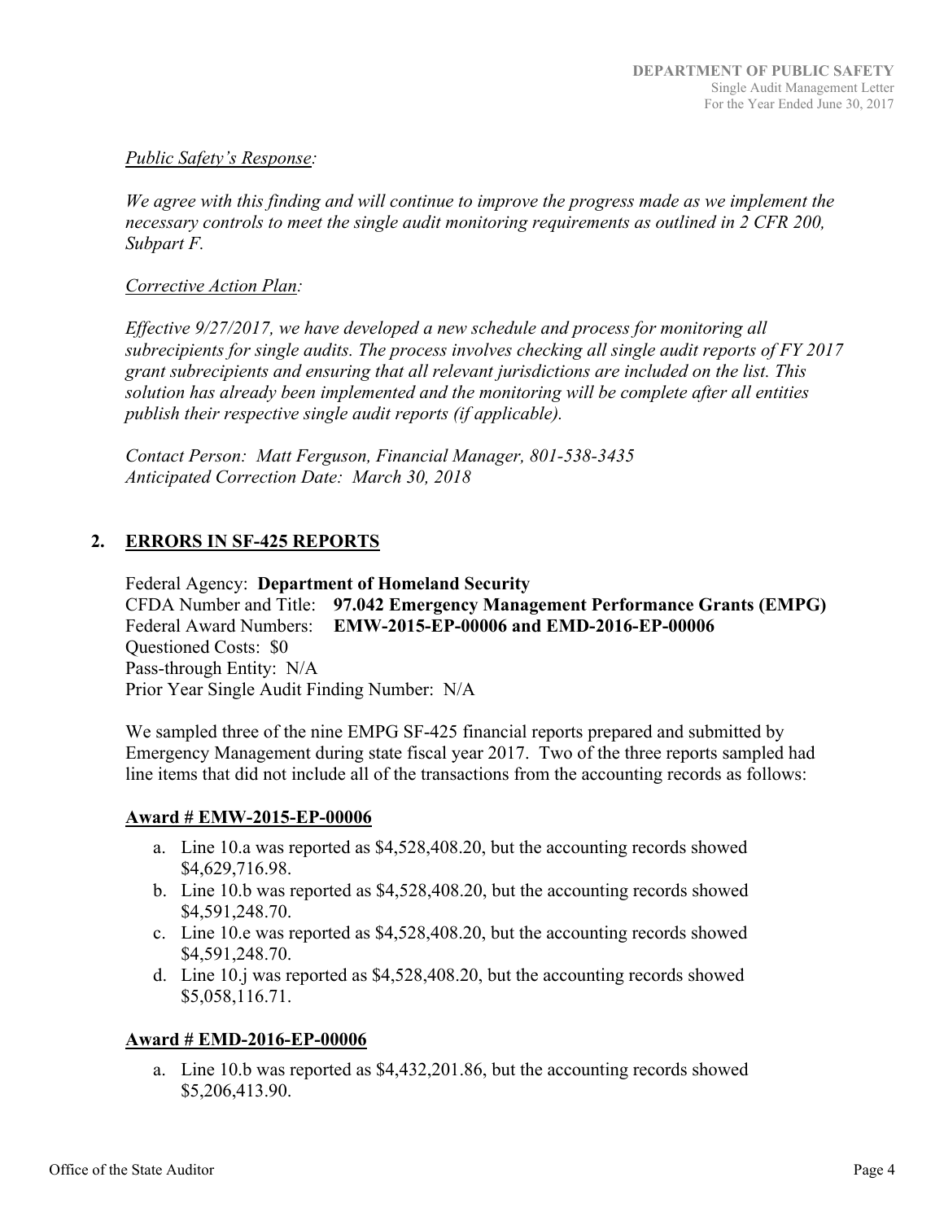*Public Safety's Response:*

*We agree with this finding and will continue to improve the progress made as we implement the necessary controls to meet the single audit monitoring requirements as outlined in 2 CFR 200, Subpart F.*

*Corrective Action Plan:*

*Effective 9/27/2017, we have developed a new schedule and process for monitoring all subrecipients for single audits. The process involves checking all single audit reports of FY 2017 grant subrecipients and ensuring that all relevant jurisdictions are included on the list. This solution has already been implemented and the monitoring will be complete after all entities publish their respective single audit reports (if applicable).*

*Contact Person: Matt Ferguson, Financial Manager, 801-538-3435*
*Anticipated Correction Date: March 30, 2018*

## 2. ERRORS IN SF-425 REPORTS

Federal Agency: **Department of Homeland Security**
CFDA Number and Title: **97.042 Emergency Management Performance Grants (EMPG)**
Federal Award Numbers: **EMW-2015-EP-00006 and EMD-2016-EP-00006**
Questioned Costs: $0
Pass-through Entity: N/A
Prior Year Single Audit Finding Number: N/A

We sampled three of the nine EMPG SF-425 financial reports prepared and submitted by Emergency Management during state fiscal year 2017. Two of the three reports sampled had line items that did not include all of the transactions from the accounting records as follows:

**Award # EMW-2015-EP-00006**

a. Line 10.a was reported as $4,528,408.20, but the accounting records showed $4,629,716.98.
b. Line 10.b was reported as $4,528,408.20, but the accounting records showed $4,591,248.70.
c. Line 10.e was reported as $4,528,408.20, but the accounting records showed $4,591,248.70.
d. Line 10.j was reported as $4,528,408.20, but the accounting records showed $5,058,116.71.

**Award # EMD-2016-EP-00006**

a. Line 10.b was reported as $4,432,201.86, but the accounting records showed $5,206,413.90.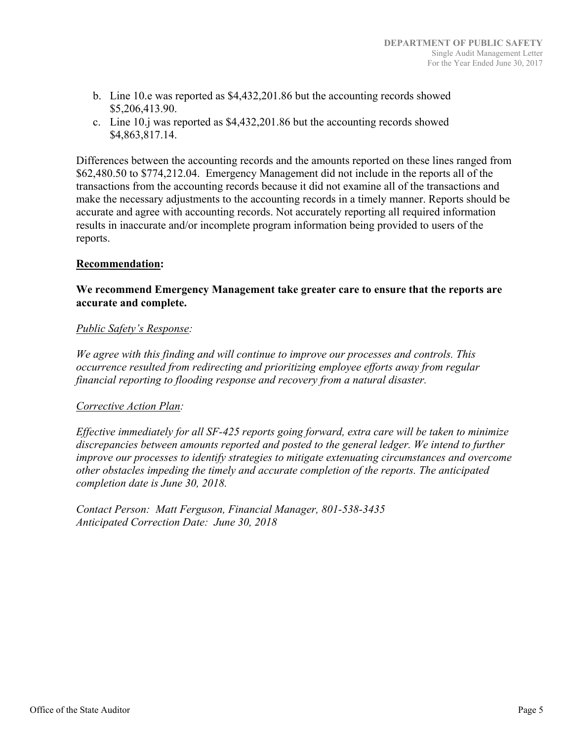b. Line 10.e was reported as $4,432,201.86 but the accounting records showed $5,206,413.90.
c. Line 10.j was reported as $4,432,201.86 but the accounting records showed $4,863,817.14.

Differences between the accounting records and the amounts reported on these lines ranged from $62,480.50 to $774,212.04. Emergency Management did not include in the reports all of the transactions from the accounting records because it did not examine all of the transactions and make the necessary adjustments to the accounting records in a timely manner. Reports should be accurate and agree with accounting records. Not accurately reporting all required information results in inaccurate and/or incomplete program information being provided to users of the reports.

**Recommendation:**

**We recommend Emergency Management take greater care to ensure that the reports are accurate and complete.**

*Public Safety's Response:*

*We agree with this finding and will continue to improve our processes and controls. This occurrence resulted from redirecting and prioritizing employee efforts away from regular financial reporting to flooding response and recovery from a natural disaster.*

*Corrective Action Plan:*

*Effective immediately for all SF-425 reports going forward, extra care will be taken to minimize discrepancies between amounts reported and posted to the general ledger. We intend to further improve our processes to identify strategies to mitigate extenuating circumstances and overcome other obstacles impeding the timely and accurate completion of the reports. The anticipated completion date is June 30, 2018.*

*Contact Person: Matt Ferguson, Financial Manager, 801-538-3435*
*Anticipated Correction Date: June 30, 2018*